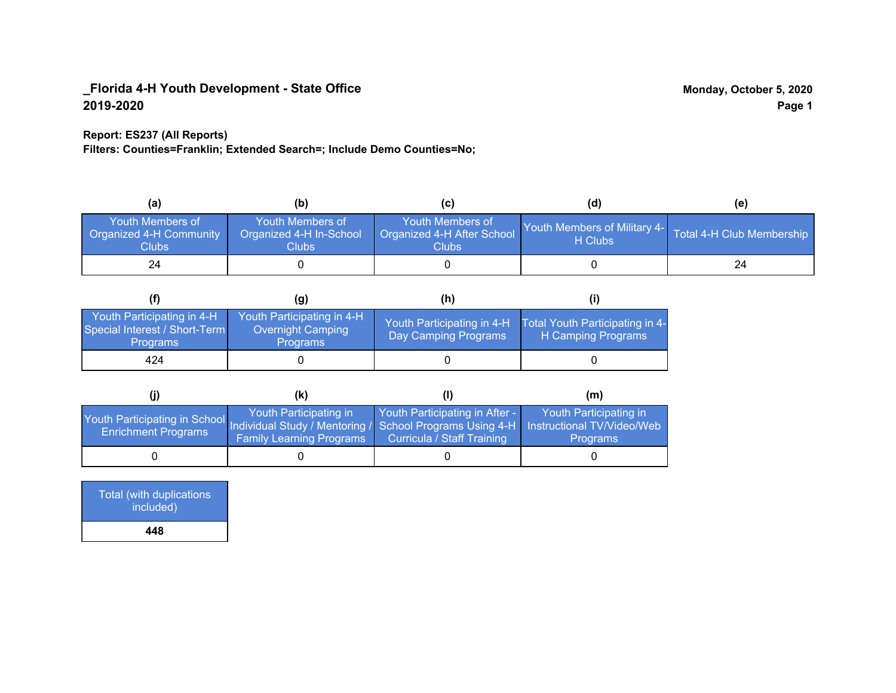**_Florida 4-H Youth Development - State Office**
**2019-2020**

**Monday, October 5, 2020**

**Report: ES237 (All Reports)**
**Filters: Counties=Franklin; Extended Search=; Include Demo Counties=No;**

| (a) | (b) | (c) | (d) | (e) |
|---|---|---|---|---|
| Youth Members of Organized 4-H Community Clubs | Youth Members of Organized 4-H In-School Clubs | Youth Members of Organized 4-H After School Clubs | Youth Members of Military 4-H Clubs | Total 4-H Club Membership |
| 24 | 0 | 0 | 0 | 24 |

| (f) | (g) | (h) | (i) |
|---|---|---|---|
| Youth Participating in 4-H Special Interest / Short-Term Programs | Youth Participating in 4-H Overnight Camping Programs | Youth Participating in 4-H Day Camping Programs | Total Youth Participating in 4-H Camping Programs |
| 424 | 0 | 0 | 0 |

| (j) | (k) | (l) | (m) |
|---|---|---|---|
| Youth Participating in School Enrichment Programs | Youth Participating in Individual Study / Mentoring / Family Learning Programs | Youth Participating in After - School Programs Using 4-H Curricula / Staff Training | Youth Participating in Instructional TV/Video/Web Programs |
| 0 | 0 | 0 | 0 |

| Total (with duplications included) |
|---|
| **448** |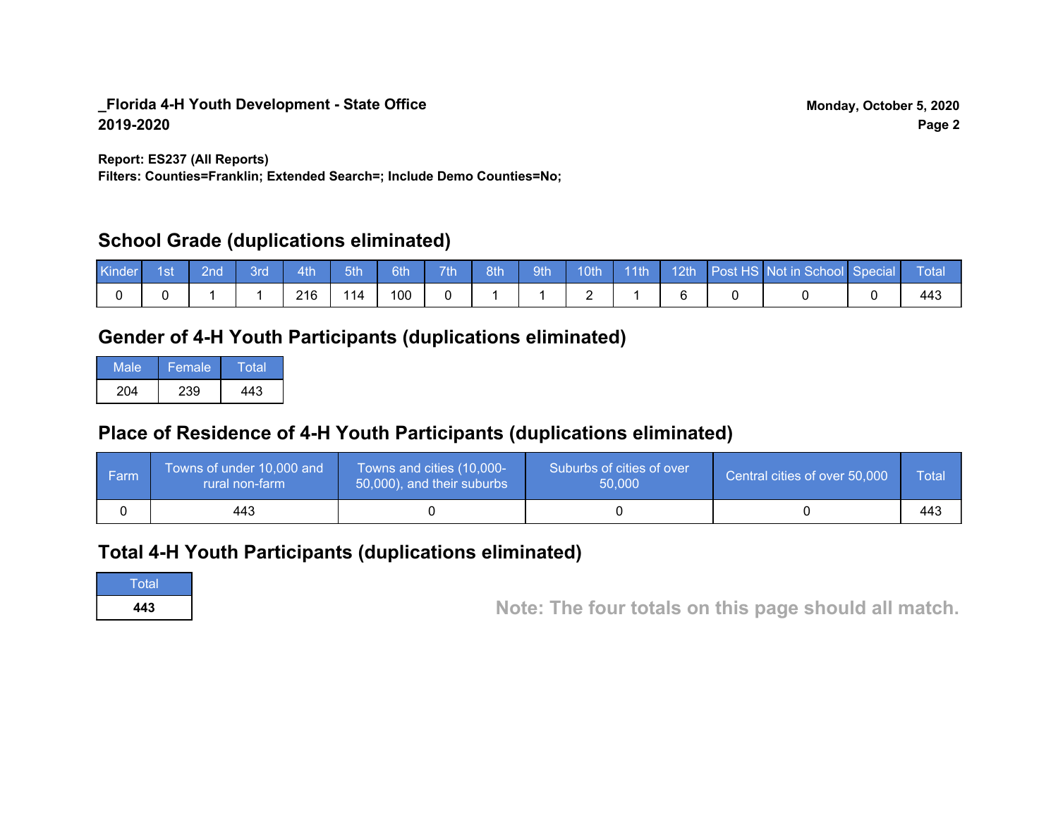**_Florida 4-H Youth Development - State Office**
**2019-2020**

**Monday, October 5, 2020**

**Report: ES237 (All Reports)**
**Filters: Counties=Franklin; Extended Search=; Include Demo Counties=No;**

## School Grade (duplications eliminated)

| Kinder | 1st | 2nd | 3rd | 4th | 5th | 6th | 7th | 8th | 9th | 10th | 11th | 12th | Post HS | Not in School | Special | Total |
|---|---|---|---|---|---|---|---|---|---|---|---|---|---|---|---|---|
| 0 | 0 | 1 | 1 | 216 | 114 | 100 | 0 | 1 | 1 | 2 | 1 | 6 | 0 | 0 | 0 | 443 |

## Gender of 4-H Youth Participants (duplications eliminated)

| Male | Female | Total |
|---|---|---|
| 204 | 239 | 443 |

## Place of Residence of 4-H Youth Participants (duplications eliminated)

| Farm | Towns of under 10,000 and rural non-farm | Towns and cities (10,000-50,000), and their suburbs | Suburbs of cities of over 50,000 | Central cities of over 50,000 | Total |
|---|---|---|---|---|---|
| 0 | 443 | 0 | 0 | 0 | 443 |

## Total 4-H Youth Participants (duplications eliminated)

| Total |
|---|
| **443** |

**Note: The four totals on this page should all match.**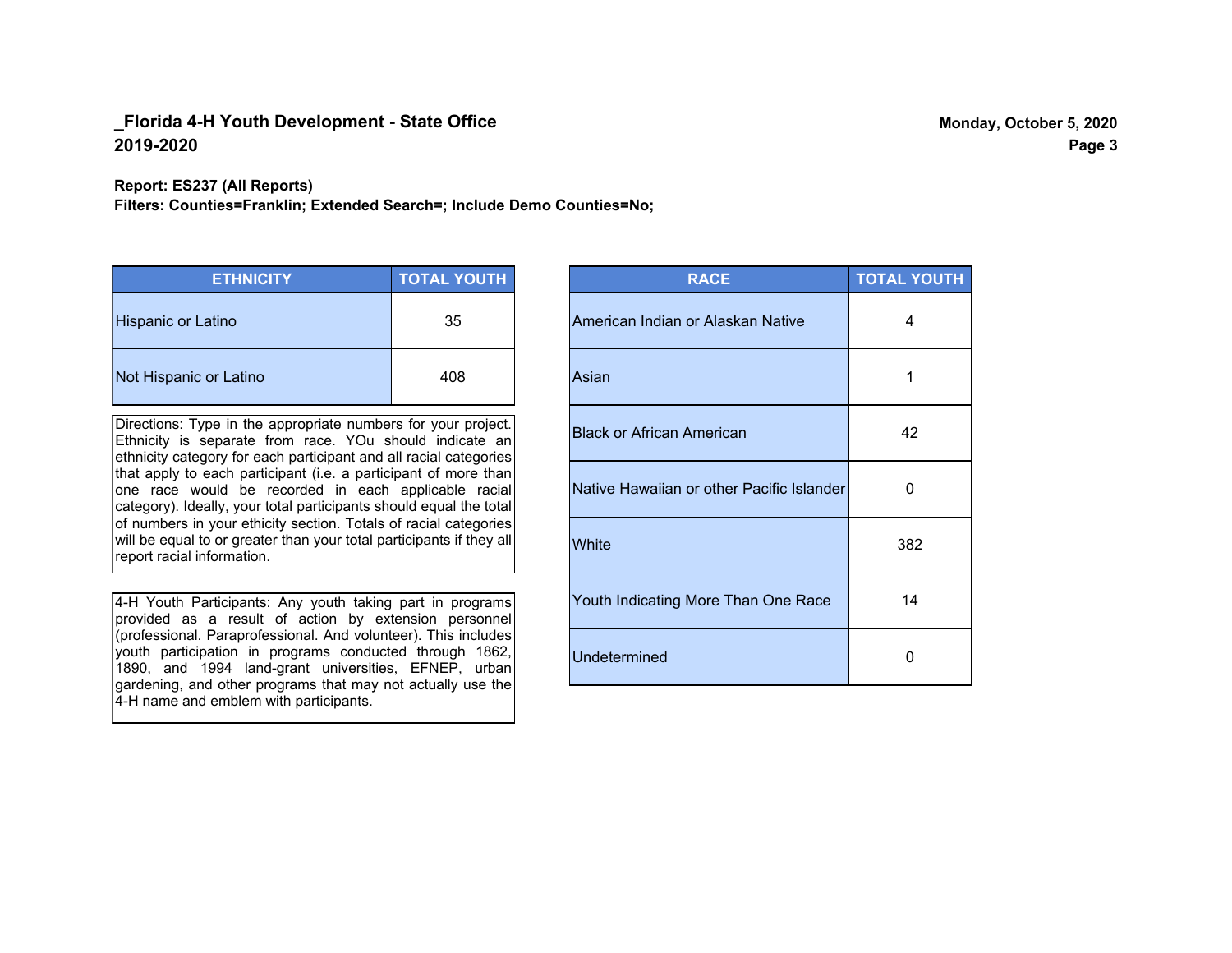## _Florida 4-H Youth Development - State Office
## 2019-2020

Monday, October 5, 2020

**Report: ES237 (All Reports)**
**Filters: Counties=Franklin; Extended Search=; Include Demo Counties=No;**

| ETHNICITY | TOTAL YOUTH |
|---|---|
| Hispanic or Latino | 35 |
| Not Hispanic or Latino | 408 |

Directions: Type in the appropriate numbers for your project. Ethnicity is separate from race. YOu should indicate an ethnicity category for each participant and all racial categories that apply to each participant (i.e. a participant of more than one race would be recorded in each applicable racial category). Ideally, your total participants should equal the total of numbers in your ethicity section. Totals of racial categories will be equal to or greater than your total participants if they all report racial information.

4-H Youth Participants: Any youth taking part in programs provided as a result of action by extension personnel (professional. Paraprofessional. And volunteer). This includes youth participation in programs conducted through 1862, 1890, and 1994 land-grant universities, EFNEP, urban gardening, and other programs that may not actually use the 4-H name and emblem with participants.

| RACE | TOTAL YOUTH |
|---|---|
| American Indian or Alaskan Native | 4 |
| Asian | 1 |
| Black or African American | 42 |
| Native Hawaiian or other Pacific Islander | 0 |
| White | 382 |
| Youth Indicating More Than One Race | 14 |
| Undetermined | 0 |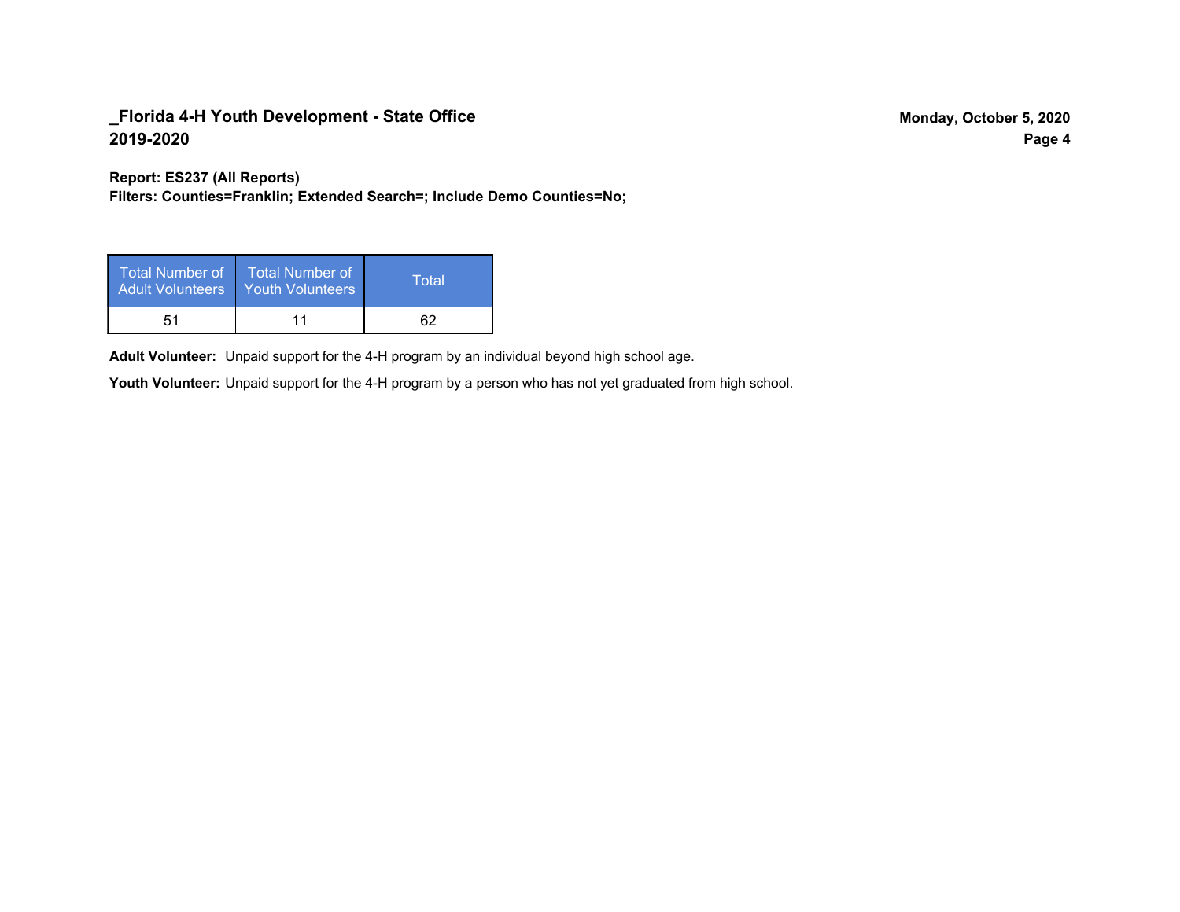Report: ES237 (All Reports)
Filters: Counties=Franklin; Extended Search=; Include Demo Counties=No;

| Total Number of Adult Volunteers | Total Number of Youth Volunteers | Total |
|---|---|---|
| 51 | 11 | 62 |

**Adult Volunteer:** Unpaid support for the 4-H program by an individual beyond high school age.

**Youth Volunteer:** Unpaid support for the 4-H program by a person who has not yet graduated from high school.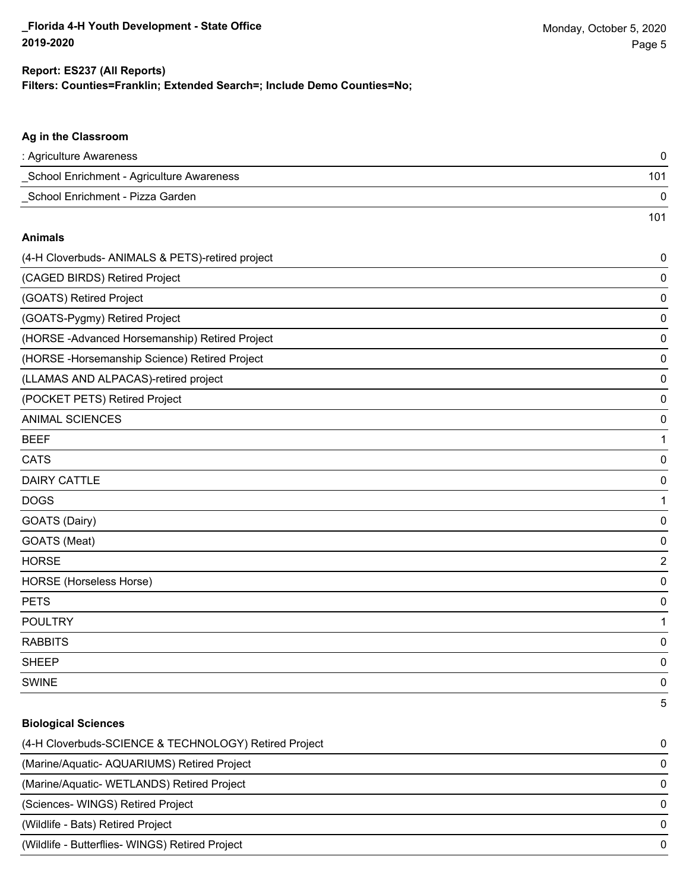**Report: ES237 (All Reports)**
**Filters: Counties=Franklin; Extended Search=; Include Demo Counties=No;**

## Ag in the Classroom

| | |
|---|---|
| : Agriculture Awareness | 0 |
| _School Enrichment - Agriculture Awareness | 101 |
| _School Enrichment - Pizza Garden | 0 |
| | 101 |

## Animals

| | |
|---|---|
| (4-H Cloverbuds- ANIMALS & PETS)-retired project | 0 |
| (CAGED BIRDS) Retired Project | 0 |
| (GOATS) Retired Project | 0 |
| (GOATS-Pygmy) Retired Project | 0 |
| (HORSE -Advanced Horsemanship) Retired Project | 0 |
| (HORSE -Horsemanship Science) Retired Project | 0 |
| (LLAMAS AND ALPACAS)-retired project | 0 |
| (POCKET PETS) Retired Project | 0 |
| ANIMAL SCIENCES | 0 |
| BEEF | 1 |
| CATS | 0 |
| DAIRY CATTLE | 0 |
| DOGS | 1 |
| GOATS (Dairy) | 0 |
| GOATS (Meat) | 0 |
| HORSE | 2 |
| HORSE (Horseless Horse) | 0 |
| PETS | 0 |
| POULTRY | 1 |
| RABBITS | 0 |
| SHEEP | 0 |
| SWINE | 0 |
| | 5 |

## Biological Sciences

| | |
|---|---|
| (4-H Cloverbuds-SCIENCE & TECHNOLOGY) Retired Project | 0 |
| (Marine/Aquatic- AQUARIUMS) Retired Project | 0 |
| (Marine/Aquatic- WETLANDS) Retired Project | 0 |
| (Sciences- WINGS) Retired Project | 0 |
| (Wildlife - Bats) Retired Project | 0 |
| (Wildlife - Butterflies- WINGS) Retired Project | 0 |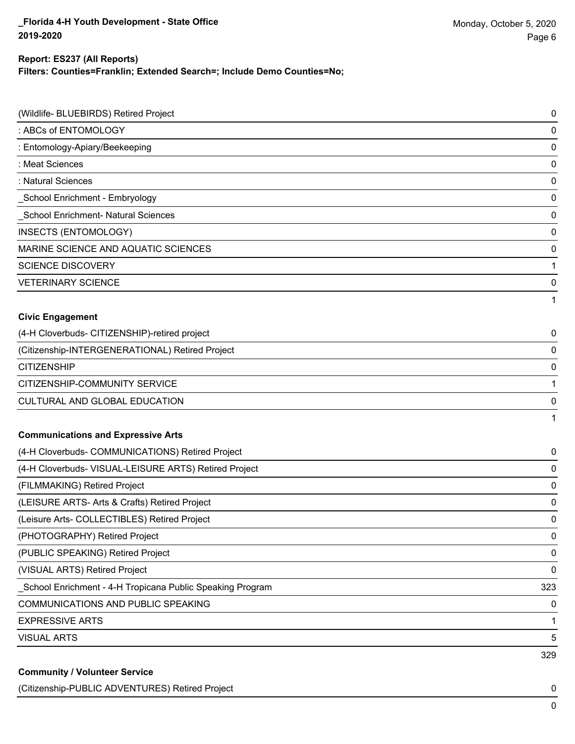**Report: ES237 (All Reports)**
**Filters: Counties=Franklin; Extended Search=; Include Demo Counties=No;**

| | |
|---|---|
| (Wildlife- BLUEBIRDS) Retired Project | 0 |
| : ABCs of ENTOMOLOGY | 0 |
| : Entomology-Apiary/Beekeeping | 0 |
| : Meat Sciences | 0 |
| : Natural Sciences | 0 |
| _School Enrichment - Embryology | 0 |
| _School Enrichment- Natural Sciences | 0 |
| INSECTS (ENTOMOLOGY) | 0 |
| MARINE SCIENCE AND AQUATIC SCIENCES | 0 |
| SCIENCE DISCOVERY | 1 |
| VETERINARY SCIENCE | 0 |
| | 1 |

**Civic Engagement**

| | |
|---|---|
| (4-H Cloverbuds- CITIZENSHIP)-retired project | 0 |
| (Citizenship-INTERGENERATIONAL) Retired Project | 0 |
| CITIZENSHIP | 0 |
| CITIZENSHIP-COMMUNITY SERVICE | 1 |
| CULTURAL AND GLOBAL EDUCATION | 0 |
| | 1 |

**Communications and Expressive Arts**

| | |
|---|---|
| (4-H Cloverbuds- COMMUNICATIONS) Retired Project | 0 |
| (4-H Cloverbuds- VISUAL-LEISURE ARTS) Retired Project | 0 |
| (FILMMAKING) Retired Project | 0 |
| (LEISURE ARTS- Arts & Crafts) Retired Project | 0 |
| (Leisure Arts- COLLECTIBLES) Retired Project | 0 |
| (PHOTOGRAPHY) Retired Project | 0 |
| (PUBLIC SPEAKING) Retired Project | 0 |
| (VISUAL ARTS) Retired Project | 0 |
| _School Enrichment - 4-H Tropicana Public Speaking Program | 323 |
| COMMUNICATIONS AND PUBLIC SPEAKING | 0 |
| EXPRESSIVE ARTS | 1 |
| VISUAL ARTS | 5 |
| | 329 |

**Community / Volunteer Service**

| | |
|---|---|
| (Citizenship-PUBLIC ADVENTURES) Retired Project | 0 |
| | 0 |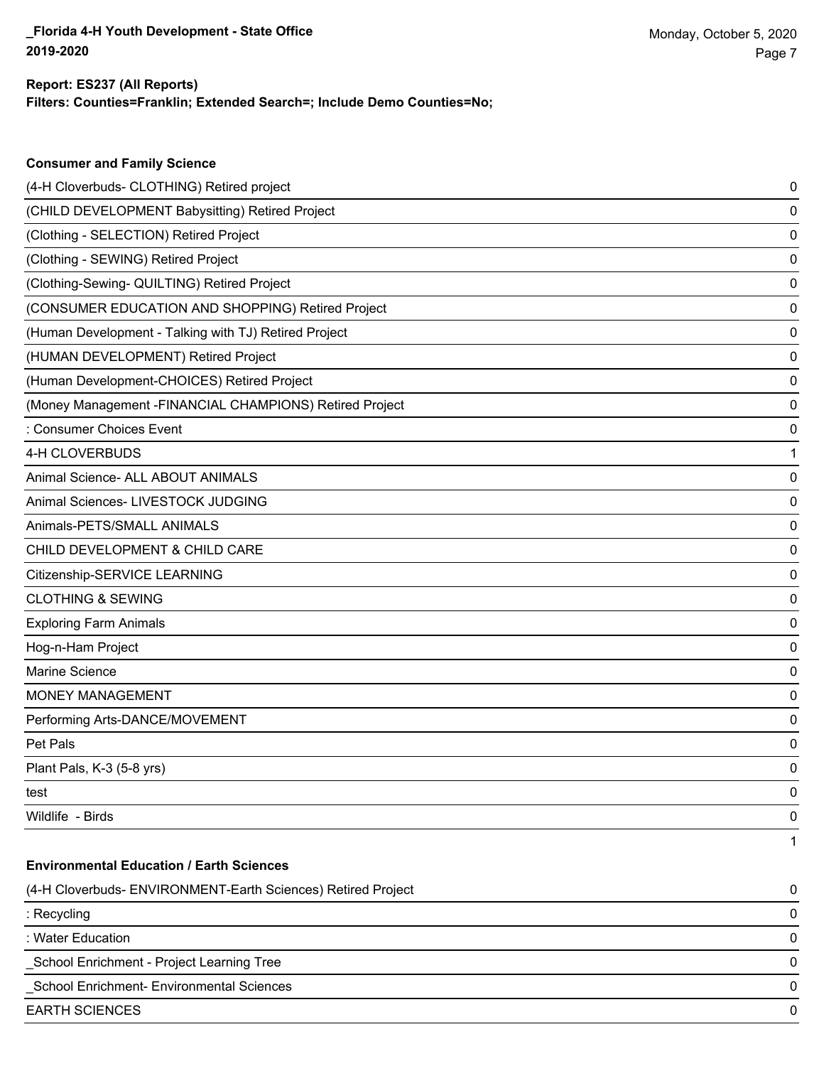**Report: ES237 (All Reports)**
**Filters: Counties=Franklin; Extended Search=; Include Demo Counties=No;**

### Consumer and Family Science

| | |
|---|---|
| (4-H Cloverbuds- CLOTHING) Retired project | 0 |
| (CHILD DEVELOPMENT Babysitting) Retired Project | 0 |
| (Clothing - SELECTION) Retired Project | 0 |
| (Clothing - SEWING) Retired Project | 0 |
| (Clothing-Sewing- QUILTING) Retired Project | 0 |
| (CONSUMER EDUCATION AND SHOPPING) Retired Project | 0 |
| (Human Development - Talking with TJ) Retired Project | 0 |
| (HUMAN DEVELOPMENT) Retired Project | 0 |
| (Human Development-CHOICES) Retired Project | 0 |
| (Money Management -FINANCIAL CHAMPIONS) Retired Project | 0 |
| : Consumer Choices Event | 0 |
| 4-H CLOVERBUDS | 1 |
| Animal Science- ALL ABOUT ANIMALS | 0 |
| Animal Sciences- LIVESTOCK JUDGING | 0 |
| Animals-PETS/SMALL ANIMALS | 0 |
| CHILD DEVELOPMENT & CHILD CARE | 0 |
| Citizenship-SERVICE LEARNING | 0 |
| CLOTHING & SEWING | 0 |
| Exploring Farm Animals | 0 |
| Hog-n-Ham Project | 0 |
| Marine Science | 0 |
| MONEY MANAGEMENT | 0 |
| Performing Arts-DANCE/MOVEMENT | 0 |
| Pet Pals | 0 |
| Plant Pals, K-3 (5-8 yrs) | 0 |
| test | 0 |
| Wildlife - Birds | 0 |
| | 1 |

### Environmental Education / Earth Sciences

| | |
|---|---|
| (4-H Cloverbuds- ENVIRONMENT-Earth Sciences) Retired Project | 0 |
| : Recycling | 0 |
| : Water Education | 0 |
| _School Enrichment - Project Learning Tree | 0 |
| _School Enrichment- Environmental Sciences | 0 |
| EARTH SCIENCES | 0 |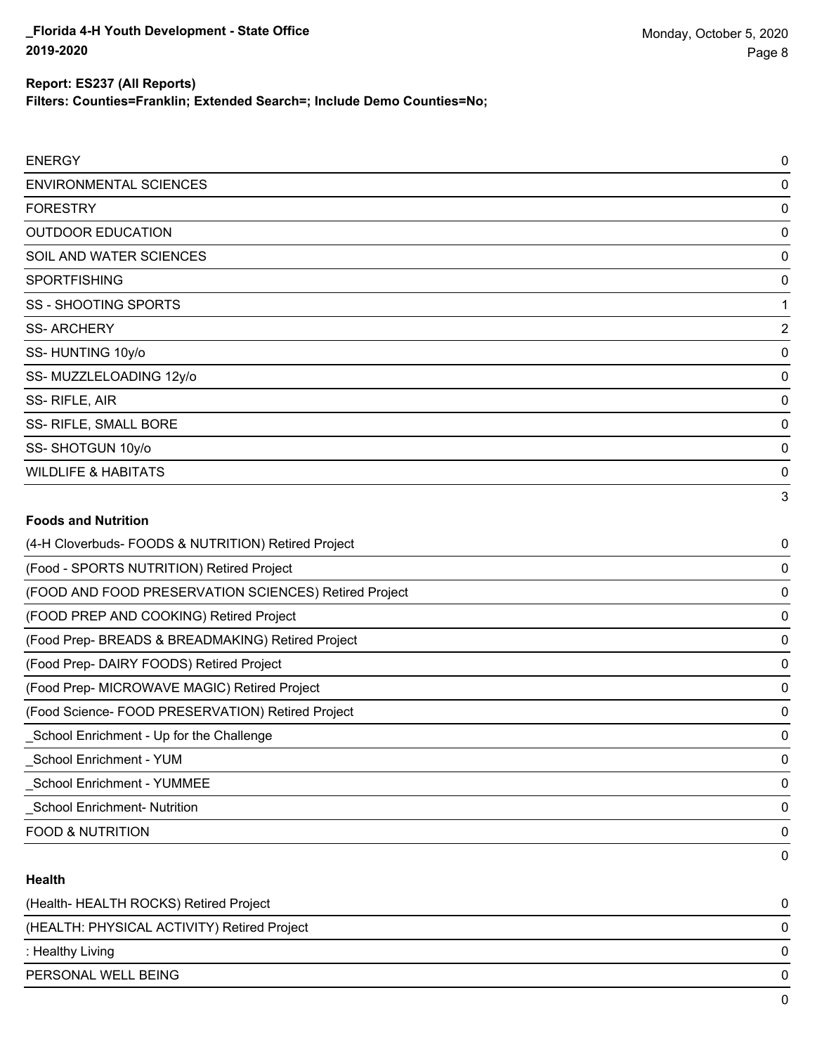**Report: ES237 (All Reports)**

**Filters: Counties=Franklin; Extended Search=; Include Demo Counties=No;**

| | |
|---|---|
| ENERGY | 0 |
| ENVIRONMENTAL SCIENCES | 0 |
| FORESTRY | 0 |
| OUTDOOR EDUCATION | 0 |
| SOIL AND WATER SCIENCES | 0 |
| SPORTFISHING | 0 |
| SS - SHOOTING SPORTS | 1 |
| SS- ARCHERY | 2 |
| SS- HUNTING 10y/o | 0 |
| SS- MUZZLELOADING 12y/o | 0 |
| SS- RIFLE, AIR | 0 |
| SS- RIFLE, SMALL BORE | 0 |
| SS- SHOTGUN 10y/o | 0 |
| WILDLIFE & HABITATS | 0 |
| | 3 |

**Foods and Nutrition**

| | |
|---|---|
| (4-H Cloverbuds- FOODS & NUTRITION) Retired Project | 0 |
| (Food - SPORTS NUTRITION) Retired Project | 0 |
| (FOOD AND FOOD PRESERVATION SCIENCES) Retired Project | 0 |
| (FOOD PREP AND COOKING) Retired Project | 0 |
| (Food Prep- BREADS & BREADMAKING) Retired Project | 0 |
| (Food Prep- DAIRY FOODS) Retired Project | 0 |
| (Food Prep- MICROWAVE MAGIC) Retired Project | 0 |
| (Food Science- FOOD PRESERVATION) Retired Project | 0 |
| _School Enrichment - Up for the Challenge | 0 |
| _School Enrichment - YUM | 0 |
| _School Enrichment - YUMMEE | 0 |
| _School Enrichment- Nutrition | 0 |
| FOOD & NUTRITION | 0 |
| | 0 |

**Health**

| | |
|---|---|
| (Health- HEALTH ROCKS) Retired Project | 0 |
| (HEALTH: PHYSICAL ACTIVITY) Retired Project | 0 |
| : Healthy Living | 0 |
| PERSONAL WELL BEING | 0 |
| | 0 |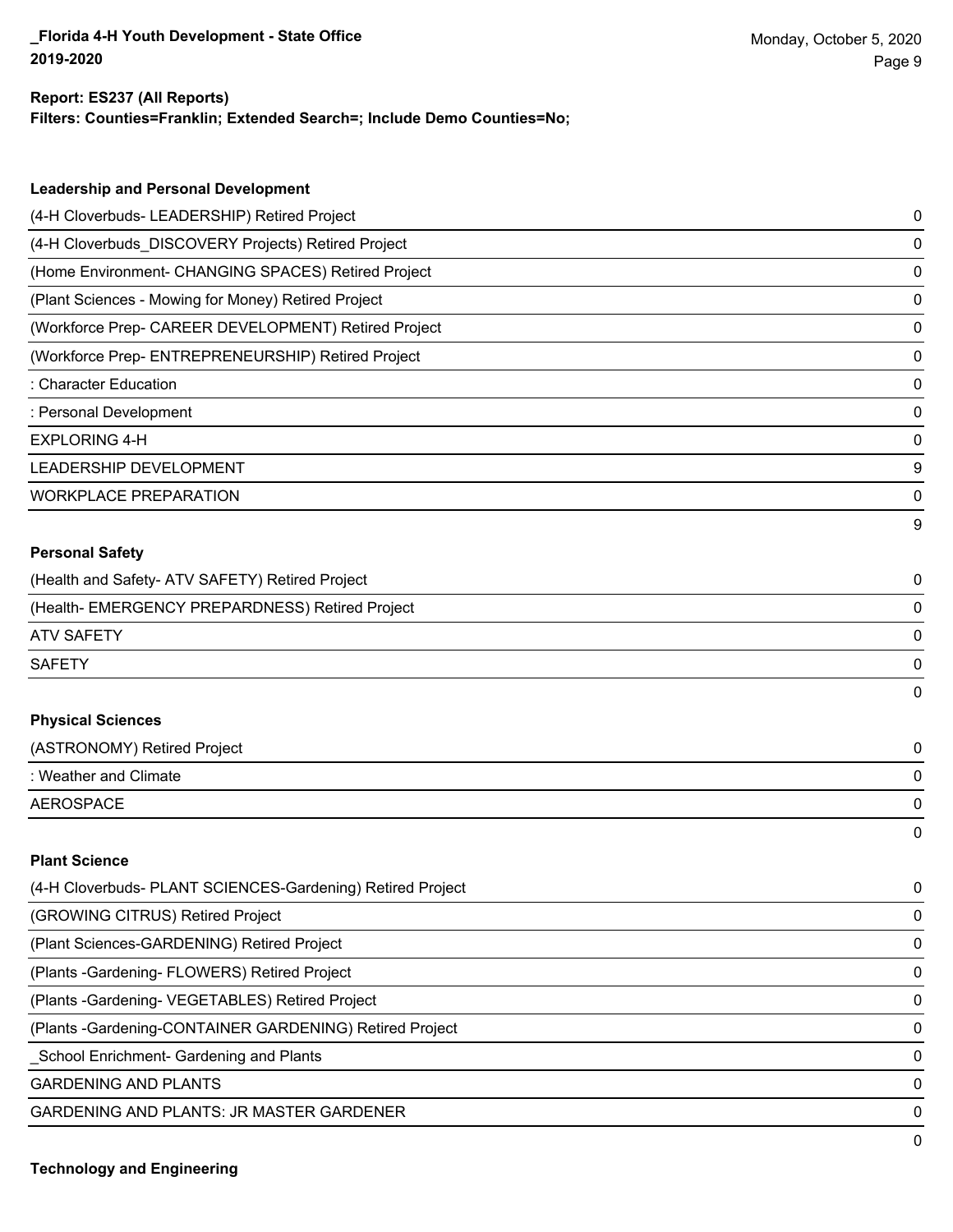**Report: ES237 (All Reports)**
**Filters: Counties=Franklin; Extended Search=; Include Demo Counties=No;**

### Leadership and Personal Development

| | |
|---|---|
| (4-H Cloverbuds- LEADERSHIP) Retired Project | 0 |
| (4-H Cloverbuds_DISCOVERY Projects) Retired Project | 0 |
| (Home Environment- CHANGING SPACES) Retired Project | 0 |
| (Plant Sciences - Mowing for Money) Retired Project | 0 |
| (Workforce Prep- CAREER DEVELOPMENT) Retired Project | 0 |
| (Workforce Prep- ENTREPRENEURSHIP) Retired Project | 0 |
| : Character Education | 0 |
| : Personal Development | 0 |
| EXPLORING 4-H | 0 |
| LEADERSHIP DEVELOPMENT | 9 |
| WORKPLACE PREPARATION | 0 |
| | 9 |

### Personal Safety

| | |
|---|---|
| (Health and Safety- ATV SAFETY) Retired Project | 0 |
| (Health- EMERGENCY PREPARDNESS) Retired Project | 0 |
| ATV SAFETY | 0 |
| SAFETY | 0 |
| | 0 |

### Physical Sciences

| | |
|---|---|
| (ASTRONOMY) Retired Project | 0 |
| : Weather and Climate | 0 |
| AEROSPACE | 0 |
| | 0 |

### Plant Science

| | |
|---|---|
| (4-H Cloverbuds- PLANT SCIENCES-Gardening) Retired Project | 0 |
| (GROWING CITRUS) Retired Project | 0 |
| (Plant Sciences-GARDENING) Retired Project | 0 |
| (Plants -Gardening- FLOWERS) Retired Project | 0 |
| (Plants -Gardening- VEGETABLES) Retired Project | 0 |
| (Plants -Gardening-CONTAINER GARDENING) Retired Project | 0 |
| _School Enrichment- Gardening and Plants | 0 |
| GARDENING AND PLANTS | 0 |
| GARDENING AND PLANTS: JR MASTER GARDENER | 0 |
| | 0 |

### Technology and Engineering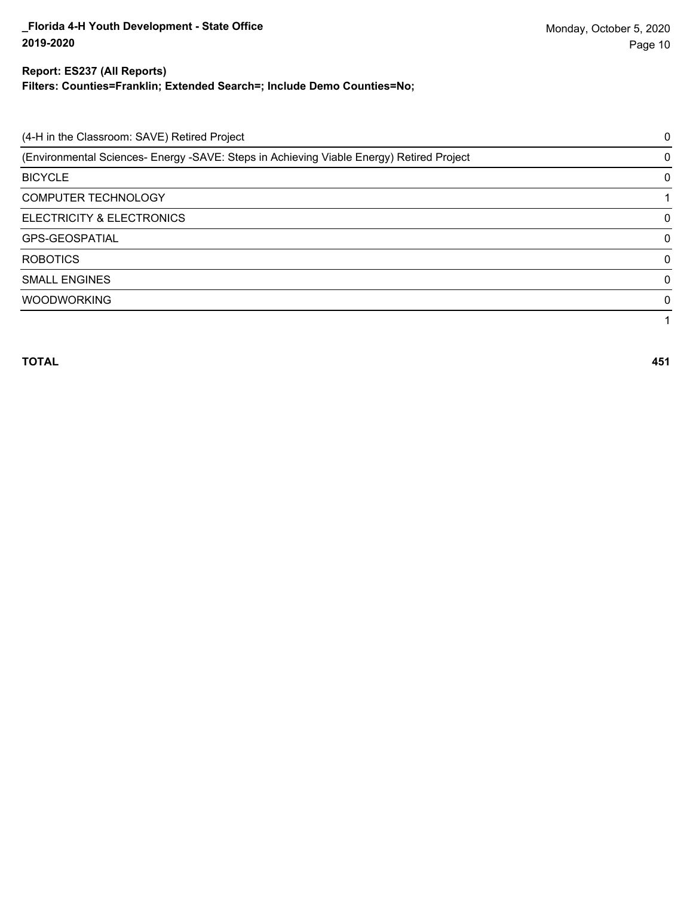**Report: ES237 (All Reports)**
**Filters: Counties=Franklin; Extended Search=; Include Demo Counties=No;**

| | |
|---|---|
| (4-H in the Classroom: SAVE) Retired Project | 0 |
| (Environmental Sciences- Energy -SAVE: Steps in Achieving Viable Energy) Retired Project | 0 |
| BICYCLE | 0 |
| COMPUTER TECHNOLOGY | 1 |
| ELECTRICITY & ELECTRONICS | 0 |
| GPS-GEOSPATIAL | 0 |
| ROBOTICS | 0 |
| SMALL ENGINES | 0 |
| WOODWORKING | 0 |
| | 1 |

| | |
|---|---|
| **TOTAL** | **451** |